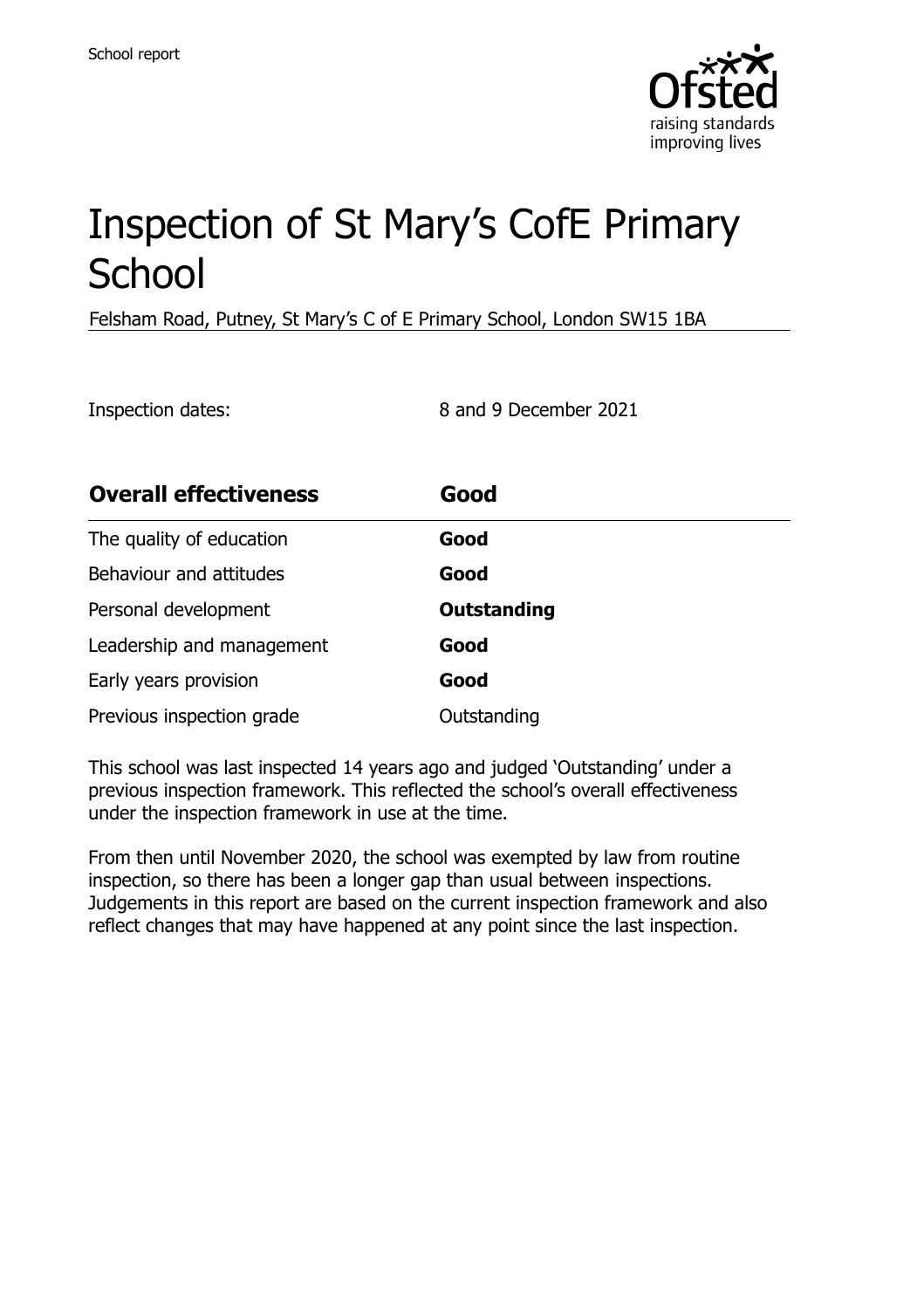School report

# Inspection of St Mary's CofE Primary School

Felsham Road, Putney, St Mary's C of E Primary School, London SW15 1BA

Inspection dates: 8 and 9 December 2021

| **Overall effectiveness** | **Good** |
| --- | --- |
| The quality of education | **Good** |
| Behaviour and attitudes | **Good** |
| Personal development | **Outstanding** |
| Leadership and management | **Good** |
| Early years provision | **Good** |
| Previous inspection grade | Outstanding |

This school was last inspected 14 years ago and judged 'Outstanding' under a previous inspection framework. This reflected the school's overall effectiveness under the inspection framework in use at the time.

From then until November 2020, the school was exempted by law from routine inspection, so there has been a longer gap than usual between inspections. Judgements in this report are based on the current inspection framework and also reflect changes that may have happened at any point since the last inspection.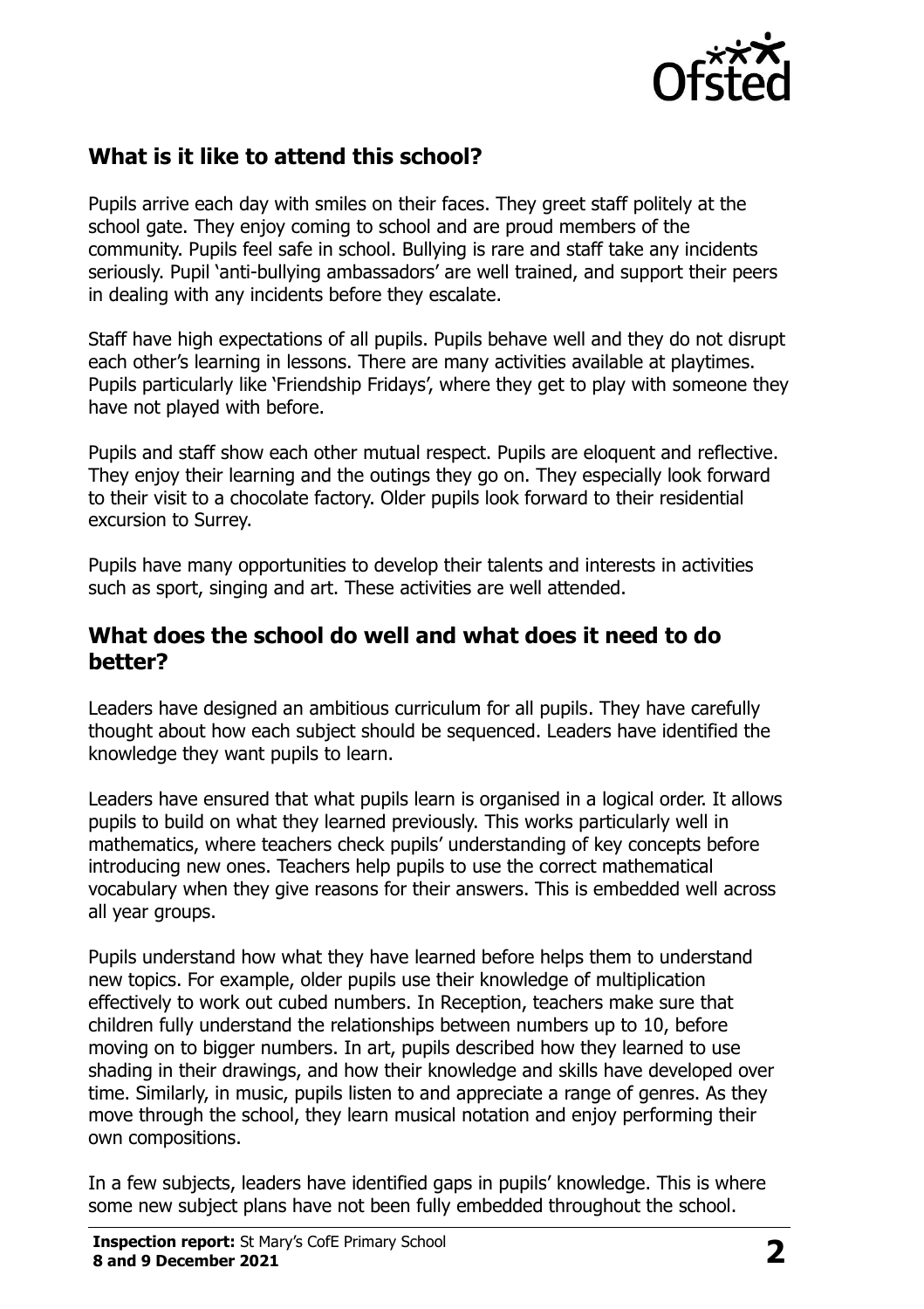## What is it like to attend this school?

Pupils arrive each day with smiles on their faces. They greet staff politely at the school gate. They enjoy coming to school and are proud members of the community. Pupils feel safe in school. Bullying is rare and staff take any incidents seriously. Pupil 'anti-bullying ambassadors' are well trained, and support their peers in dealing with any incidents before they escalate.

Staff have high expectations of all pupils. Pupils behave well and they do not disrupt each other's learning in lessons. There are many activities available at playtimes. Pupils particularly like 'Friendship Fridays', where they get to play with someone they have not played with before.

Pupils and staff show each other mutual respect. Pupils are eloquent and reflective. They enjoy their learning and the outings they go on. They especially look forward to their visit to a chocolate factory. Older pupils look forward to their residential excursion to Surrey.

Pupils have many opportunities to develop their talents and interests in activities such as sport, singing and art. These activities are well attended.

## What does the school do well and what does it need to do better?

Leaders have designed an ambitious curriculum for all pupils. They have carefully thought about how each subject should be sequenced. Leaders have identified the knowledge they want pupils to learn.

Leaders have ensured that what pupils learn is organised in a logical order. It allows pupils to build on what they learned previously. This works particularly well in mathematics, where teachers check pupils' understanding of key concepts before introducing new ones. Teachers help pupils to use the correct mathematical vocabulary when they give reasons for their answers. This is embedded well across all year groups.

Pupils understand how what they have learned before helps them to understand new topics. For example, older pupils use their knowledge of multiplication effectively to work out cubed numbers. In Reception, teachers make sure that children fully understand the relationships between numbers up to 10, before moving on to bigger numbers. In art, pupils described how they learned to use shading in their drawings, and how their knowledge and skills have developed over time. Similarly, in music, pupils listen to and appreciate a range of genres. As they move through the school, they learn musical notation and enjoy performing their own compositions.

In a few subjects, leaders have identified gaps in pupils' knowledge. This is where some new subject plans have not been fully embedded throughout the school.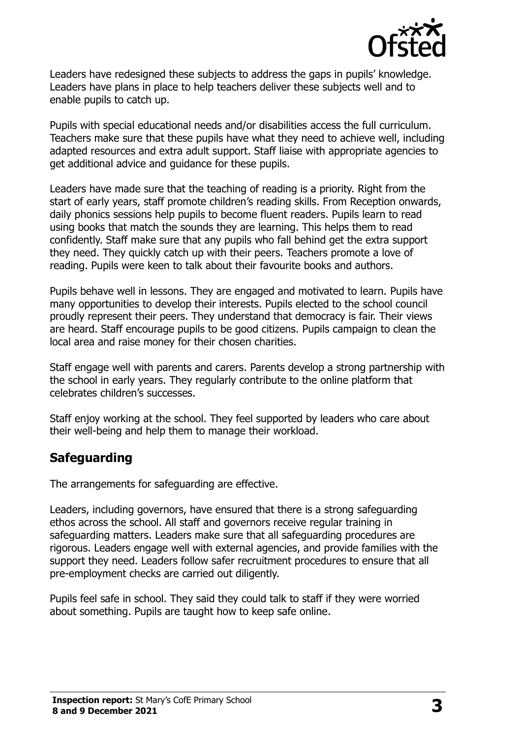Leaders have redesigned these subjects to address the gaps in pupils' knowledge. Leaders have plans in place to help teachers deliver these subjects well and to enable pupils to catch up.

Pupils with special educational needs and/or disabilities access the full curriculum. Teachers make sure that these pupils have what they need to achieve well, including adapted resources and extra adult support. Staff liaise with appropriate agencies to get additional advice and guidance for these pupils.

Leaders have made sure that the teaching of reading is a priority. Right from the start of early years, staff promote children's reading skills. From Reception onwards, daily phonics sessions help pupils to become fluent readers. Pupils learn to read using books that match the sounds they are learning. This helps them to read confidently. Staff make sure that any pupils who fall behind get the extra support they need. They quickly catch up with their peers. Teachers promote a love of reading. Pupils were keen to talk about their favourite books and authors.

Pupils behave well in lessons. They are engaged and motivated to learn. Pupils have many opportunities to develop their interests. Pupils elected to the school council proudly represent their peers. They understand that democracy is fair. Their views are heard. Staff encourage pupils to be good citizens. Pupils campaign to clean the local area and raise money for their chosen charities.

Staff engage well with parents and carers. Parents develop a strong partnership with the school in early years. They regularly contribute to the online platform that celebrates children's successes.

Staff enjoy working at the school. They feel supported by leaders who care about their well-being and help them to manage their workload.

## Safeguarding

The arrangements for safeguarding are effective.

Leaders, including governors, have ensured that there is a strong safeguarding ethos across the school. All staff and governors receive regular training in safeguarding matters. Leaders make sure that all safeguarding procedures are rigorous. Leaders engage well with external agencies, and provide families with the support they need. Leaders follow safer recruitment procedures to ensure that all pre-employment checks are carried out diligently.

Pupils feel safe in school. They said they could talk to staff if they were worried about something. Pupils are taught how to keep safe online.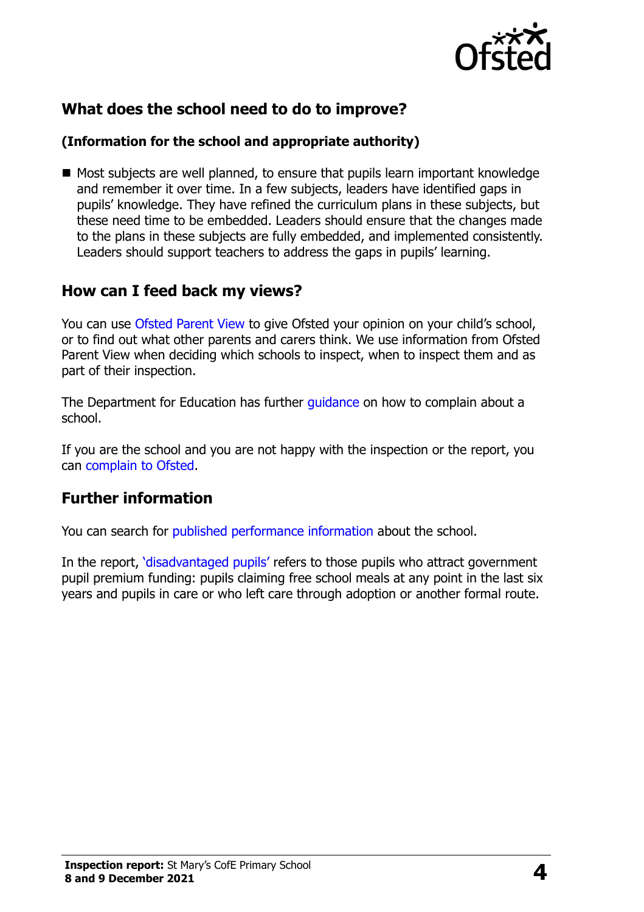## What does the school need to do to improve?

### (Information for the school and appropriate authority)

- Most subjects are well planned, to ensure that pupils learn important knowledge and remember it over time. In a few subjects, leaders have identified gaps in pupils' knowledge. They have refined the curriculum plans in these subjects, but these need time to be embedded. Leaders should ensure that the changes made to the plans in these subjects are fully embedded, and implemented consistently. Leaders should support teachers to address the gaps in pupils' learning.

## How can I feed back my views?

You can use Ofsted Parent View to give Ofsted your opinion on your child's school, or to find out what other parents and carers think. We use information from Ofsted Parent View when deciding which schools to inspect, when to inspect them and as part of their inspection.

The Department for Education has further guidance on how to complain about a school.

If you are the school and you are not happy with the inspection or the report, you can complain to Ofsted.

## Further information

You can search for published performance information about the school.

In the report, 'disadvantaged pupils' refers to those pupils who attract government pupil premium funding: pupils claiming free school meals at any point in the last six years and pupils in care or who left care through adoption or another formal route.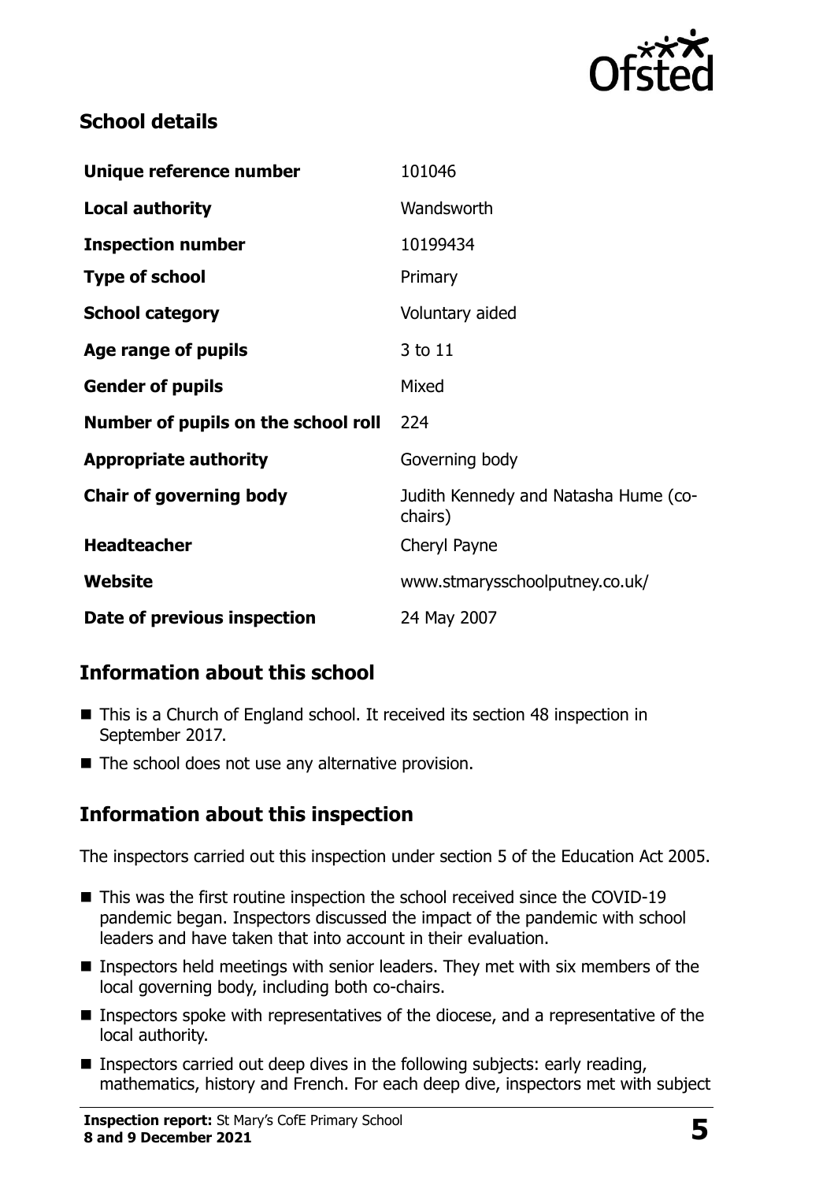## School details

| | |
|---|---|
| **Unique reference number** | 101046 |
| **Local authority** | Wandsworth |
| **Inspection number** | 10199434 |
| **Type of school** | Primary |
| **School category** | Voluntary aided |
| **Age range of pupils** | 3 to 11 |
| **Gender of pupils** | Mixed |
| **Number of pupils on the school roll** | 224 |
| **Appropriate authority** | Governing body |
| **Chair of governing body** | Judith Kennedy and Natasha Hume (co-chairs) |
| **Headteacher** | Cheryl Payne |
| **Website** | www.stmarysschoolputney.co.uk/ |
| **Date of previous inspection** | 24 May 2007 |

## Information about this school

- This is a Church of England school. It received its section 48 inspection in September 2017.
- The school does not use any alternative provision.

## Information about this inspection

The inspectors carried out this inspection under section 5 of the Education Act 2005.

- This was the first routine inspection the school received since the COVID-19 pandemic began. Inspectors discussed the impact of the pandemic with school leaders and have taken that into account in their evaluation.
- Inspectors held meetings with senior leaders. They met with six members of the local governing body, including both co-chairs.
- Inspectors spoke with representatives of the diocese, and a representative of the local authority.
- Inspectors carried out deep dives in the following subjects: early reading, mathematics, history and French. For each deep dive, inspectors met with subject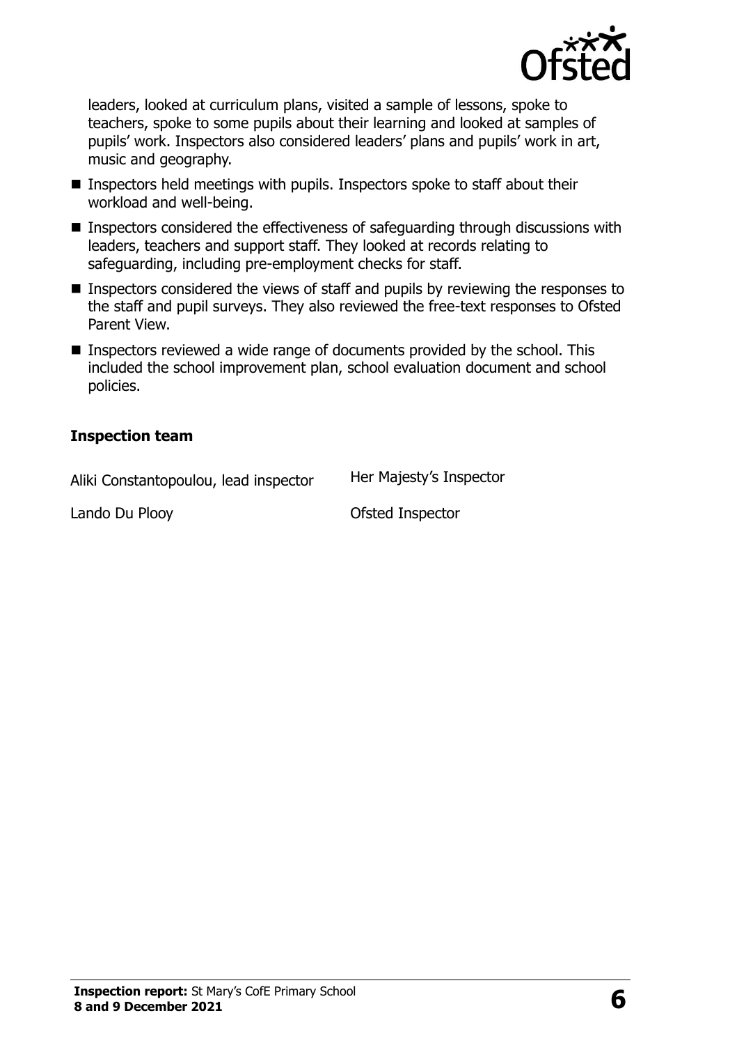leaders, looked at curriculum plans, visited a sample of lessons, spoke to teachers, spoke to some pupils about their learning and looked at samples of pupils' work. Inspectors also considered leaders' plans and pupils' work in art, music and geography.

- Inspectors held meetings with pupils. Inspectors spoke to staff about their workload and well-being.
- Inspectors considered the effectiveness of safeguarding through discussions with leaders, teachers and support staff. They looked at records relating to safeguarding, including pre-employment checks for staff.
- Inspectors considered the views of staff and pupils by reviewing the responses to the staff and pupil surveys. They also reviewed the free-text responses to Ofsted Parent View.
- Inspectors reviewed a wide range of documents provided by the school. This included the school improvement plan, school evaluation document and school policies.

### Inspection team

| | |
|---|---|
| Aliki Constantopoulou, lead inspector | Her Majesty's Inspector |
| Lando Du Plooy | Ofsted Inspector |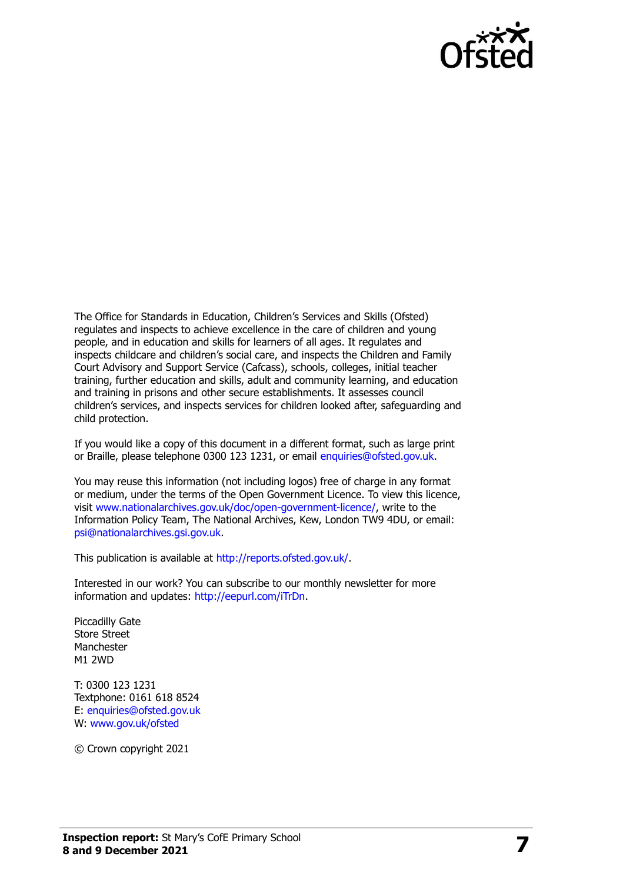The Office for Standards in Education, Children's Services and Skills (Ofsted) regulates and inspects to achieve excellence in the care of children and young people, and in education and skills for learners of all ages. It regulates and inspects childcare and children's social care, and inspects the Children and Family Court Advisory and Support Service (Cafcass), schools, colleges, initial teacher training, further education and skills, adult and community learning, and education and training in prisons and other secure establishments. It assesses council children's services, and inspects services for children looked after, safeguarding and child protection.

If you would like a copy of this document in a different format, such as large print or Braille, please telephone 0300 123 1231, or email enquiries@ofsted.gov.uk.

You may reuse this information (not including logos) free of charge in any format or medium, under the terms of the Open Government Licence. To view this licence, visit www.nationalarchives.gov.uk/doc/open-government-licence/, write to the Information Policy Team, The National Archives, Kew, London TW9 4DU, or email: psi@nationalarchives.gsi.gov.uk.

This publication is available at http://reports.ofsted.gov.uk/.

Interested in our work? You can subscribe to our monthly newsletter for more information and updates: http://eepurl.com/iTrDn.

Piccadilly Gate
Store Street
Manchester
M1 2WD

T: 0300 123 1231
Textphone: 0161 618 8524
E: enquiries@ofsted.gov.uk
W: www.gov.uk/ofsted

© Crown copyright 2021